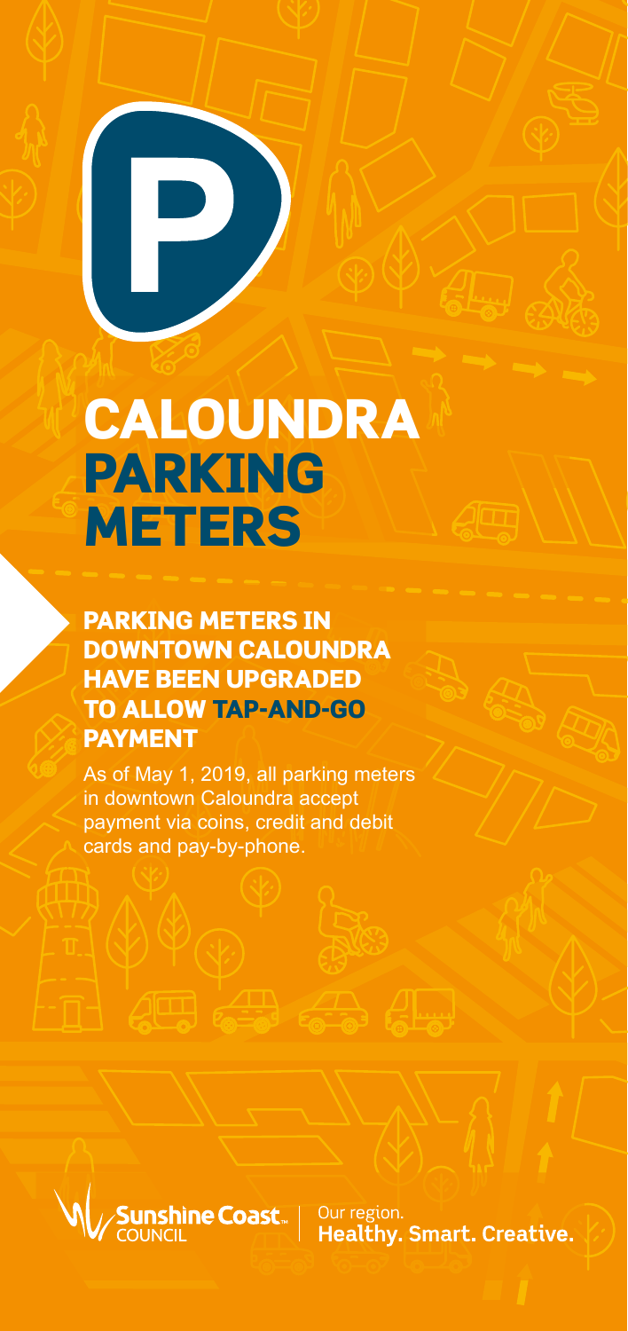# CALOUNDRA PARKING METERS

## PARKING METERS IN DOWNTOWN CALOUNDRA HAVE BEEN UPGRADED TO ALLOW TAP-AND-GO PAYMENT

As of May 1, 2019, all parking meters in downtown Caloundra accept payment via coins, credit and debit cards and pay-by-phone.

Sunshine Coast COUNCIL | Our region. **Healthy. Smart. Creative.**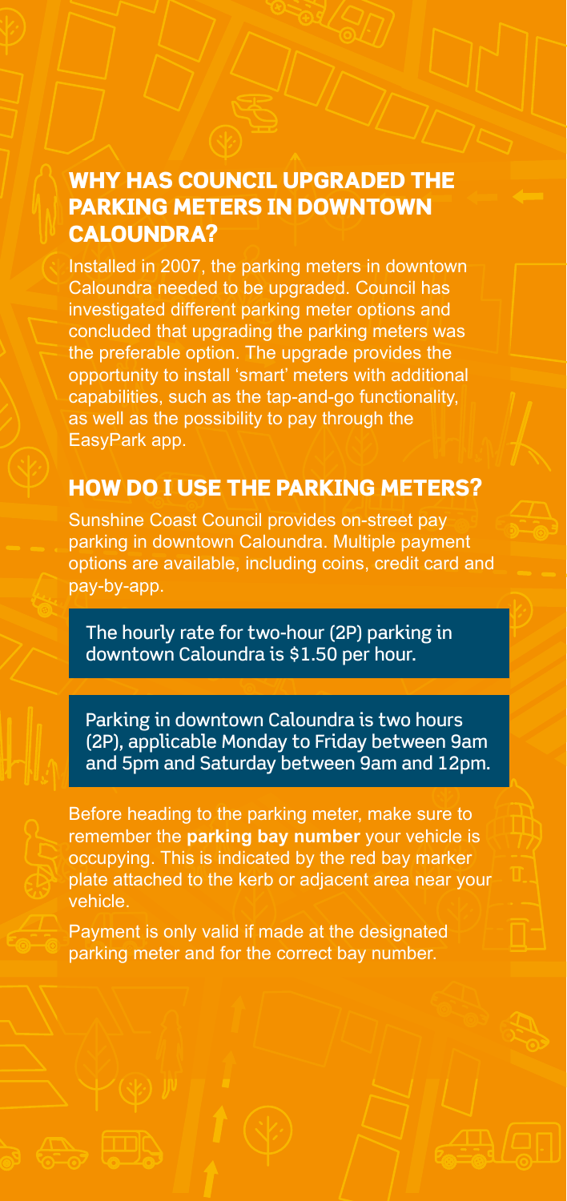## WHY HAS COUNCIL UPGRADED THE PARKING METERS IN DOWNTOWN CALOUNDRA?

Installed in 2007, the parking meters in downtown Caloundra needed to be upgraded. Council has investigated different parking meter options and concluded that upgrading the parking meters was the preferable option. The upgrade provides the opportunity to install 'smart' meters with additional capabilities, such as the tap-and-go functionality, as well as the possibility to pay through the EasyPark app.

## HOW DO I USE THE PARKING METERS?

Sunshine Coast Council provides on-street pay parking in downtown Caloundra. Multiple payment options are available, including coins, credit card and pay-by-app.

The hourly rate for two-hour (2P) parking in downtown Caloundra is $1.50 per hour.

Parking in downtown Caloundra is two hours (2P), applicable Monday to Friday between 9am and 5pm and Saturday between 9am and 12pm.

Before heading to the parking meter, make sure to remember the **parking bay number** your vehicle is occupying. This is indicated by the red bay marker plate attached to the kerb or adjacent area near your vehicle.

Payment is only valid if made at the designated parking meter and for the correct bay number.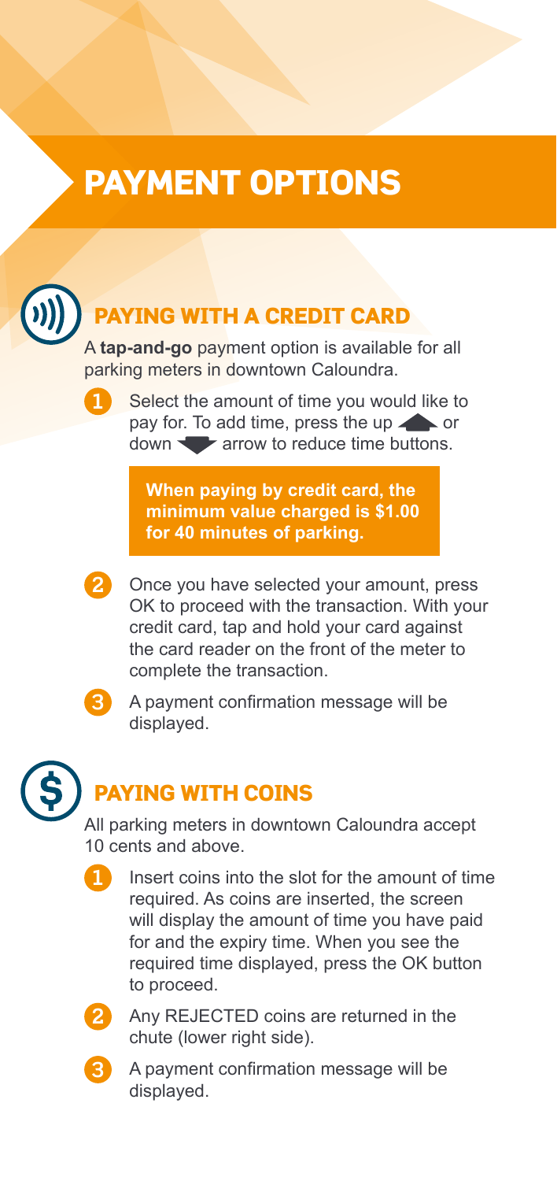# PAYMENT OPTIONS

## PAYING WITH A CREDIT CARD

A **tap-and-go** payment option is available for all parking meters in downtown Caloundra.

1. Select the amount of time you would like to pay for. To add time, press the up ▲ or down ▼ arrow to reduce time buttons.

   **When paying by credit card, the minimum value charged is $1.00 for 40 minutes of parking.**

2. Once you have selected your amount, press OK to proceed with the transaction. With your credit card, tap and hold your card against the card reader on the front of the meter to complete the transaction.
3. A payment confirmation message will be displayed.

## PAYING WITH COINS

All parking meters in downtown Caloundra accept 10 cents and above.

1. Insert coins into the slot for the amount of time required. As coins are inserted, the screen will display the amount of time you have paid for and the expiry time. When you see the required time displayed, press the OK button to proceed.
2. Any REJECTED coins are returned in the chute (lower right side).
3. A payment confirmation message will be displayed.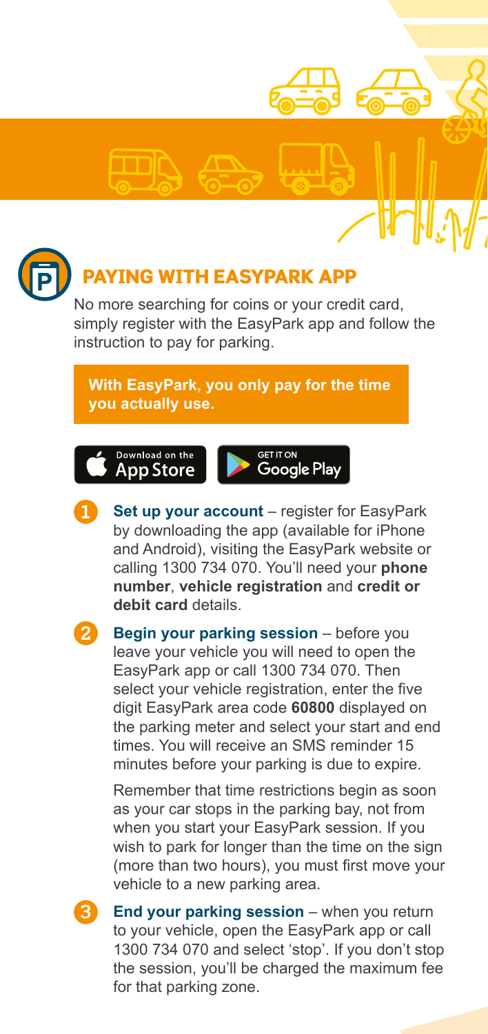## PAYING WITH EASYPARK APP

No more searching for coins or your credit card, simply register with the EasyPark app and follow the instruction to pay for parking.

**With EasyPark, you only pay for the time you actually use.**

Download on the App Store

GET IT ON Google Play

1. **Set up your account** – register for EasyPark by downloading the app (available for iPhone and Android), visiting the EasyPark website or calling 1300 734 070. You'll need your **phone number**, **vehicle registration** and **credit or debit card** details.

2. **Begin your parking session** – before you leave your vehicle you will need to open the EasyPark app or call 1300 734 070. Then select your vehicle registration, enter the five digit EasyPark area code **60800** displayed on the parking meter and select your start and end times. You will receive an SMS reminder 15 minutes before your parking is due to expire.

   Remember that time restrictions begin as soon as your car stops in the parking bay, not from when you start your EasyPark session. If you wish to park for longer than the time on the sign (more than two hours), you must first move your vehicle to a new parking area.

3. **End your parking session** – when you return to your vehicle, open the EasyPark app or call 1300 734 070 and select 'stop'. If you don't stop the session, you'll be charged the maximum fee for that parking zone.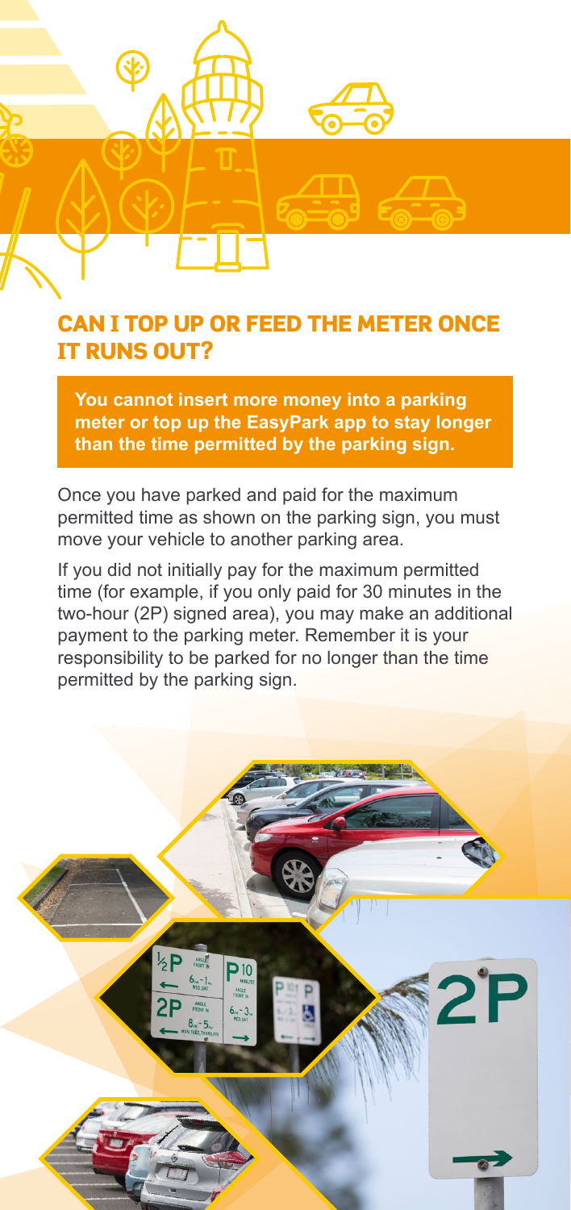## CAN I TOP UP OR FEED THE METER ONCE IT RUNS OUT?

**You cannot insert more money into a parking meter or top up the EasyPark app to stay longer than the time permitted by the parking sign.**

Once you have parked and paid for the maximum permitted time as shown on the parking sign, you must move your vehicle to another parking area.

If you did not initially pay for the maximum permitted time (for example, if you only paid for 30 minutes in the two-hour (2P) signed area), you may make an additional payment to the parking meter. Remember it is your responsibility to be parked for no longer than the time permitted by the parking sign.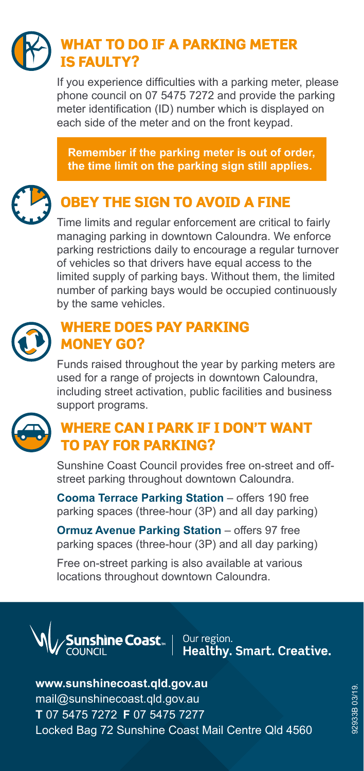## WHAT TO DO IF A PARKING METER IS FAULTY?

If you experience difficulties with a parking meter, please phone council on 07 5475 7272 and provide the parking meter identification (ID) number which is displayed on each side of the meter and on the front keypad.

**Remember if the parking meter is out of order, the time limit on the parking sign still applies.**

## OBEY THE SIGN TO AVOID A FINE

Time limits and regular enforcement are critical to fairly managing parking in downtown Caloundra. We enforce parking restrictions daily to encourage a regular turnover of vehicles so that drivers have equal access to the limited supply of parking bays. Without them, the limited number of parking bays would be occupied continuously by the same vehicles.

## WHERE DOES PAY PARKING MONEY GO?

Funds raised throughout the year by parking meters are used for a range of projects in downtown Caloundra, including street activation, public facilities and business support programs.

## WHERE CAN I PARK IF I DON'T WANT TO PAY FOR PARKING?

Sunshine Coast Council provides free on-street and off-street parking throughout downtown Caloundra.

**Cooma Terrace Parking Station** – offers 190 free parking spaces (three-hour (3P) and all day parking)

**Ormuz Avenue Parking Station** – offers 97 free parking spaces (three-hour (3P) and all day parking)

Free on-street parking is also available at various locations throughout downtown Caloundra.

Sunshine Coast COUNCIL | Our region. **Healthy. Smart. Creative.**

**www.sunshinecoast.qld.gov.au**
mail@sunshinecoast.qld.gov.au
**T** 07 5475 7272 **F** 07 5475 7277
Locked Bag 72 Sunshine Coast Mail Centre Qld 4560

92933B 03/19.